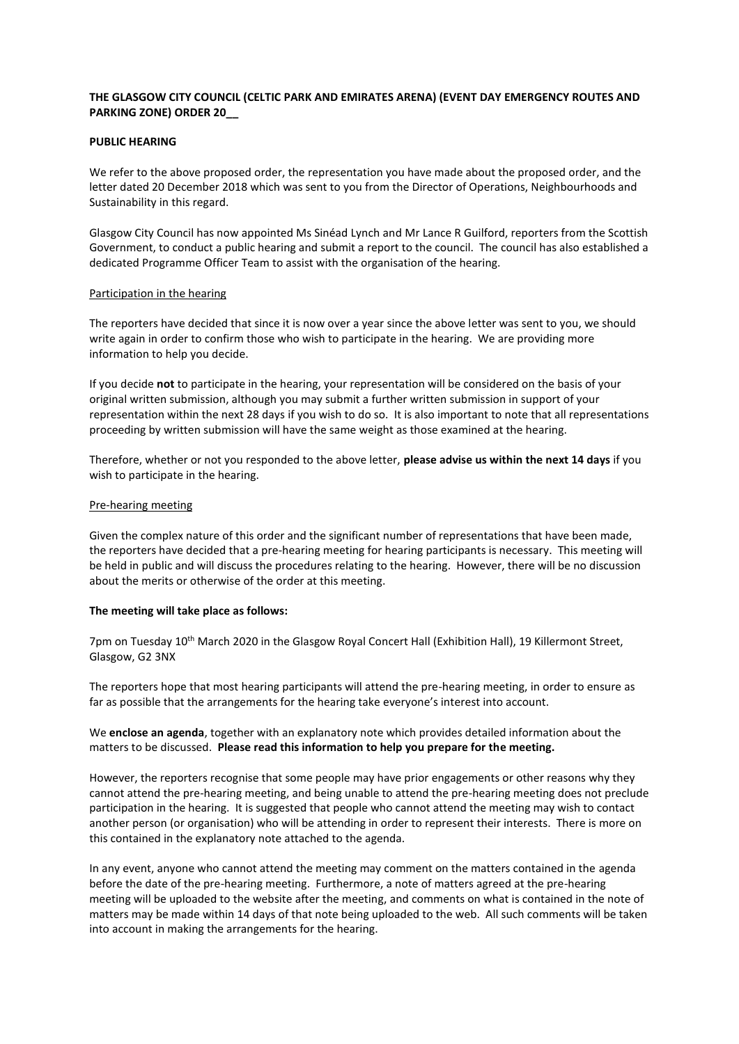**THE GLASGOW CITY COUNCIL (CELTIC PARK AND EMIRATES ARENA) (EVENT DAY EMERGENCY ROUTES AND PARKING ZONE) ORDER 20__**

**PUBLIC HEARING**

We refer to the above proposed order, the representation you have made about the proposed order, and the letter dated 20 December 2018 which was sent to you from the Director of Operations, Neighbourhoods and Sustainability in this regard.

Glasgow City Council has now appointed Ms Sinéad Lynch and Mr Lance R Guilford, reporters from the Scottish Government, to conduct a public hearing and submit a report to the council. The council has also established a dedicated Programme Officer Team to assist with the organisation of the hearing.

Participation in the hearing

The reporters have decided that since it is now over a year since the above letter was sent to you, we should write again in order to confirm those who wish to participate in the hearing. We are providing more information to help you decide.

If you decide **not** to participate in the hearing, your representation will be considered on the basis of your original written submission, although you may submit a further written submission in support of your representation within the next 28 days if you wish to do so. It is also important to note that all representations proceeding by written submission will have the same weight as those examined at the hearing.

Therefore, whether or not you responded to the above letter, **please advise us within the next 14 days** if you wish to participate in the hearing.

Pre-hearing meeting

Given the complex nature of this order and the significant number of representations that have been made, the reporters have decided that a pre-hearing meeting for hearing participants is necessary. This meeting will be held in public and will discuss the procedures relating to the hearing. However, there will be no discussion about the merits or otherwise of the order at this meeting.

**The meeting will take place as follows:**

7pm on Tuesday 10th March 2020 in the Glasgow Royal Concert Hall (Exhibition Hall), 19 Killermont Street, Glasgow, G2 3NX

The reporters hope that most hearing participants will attend the pre-hearing meeting, in order to ensure as far as possible that the arrangements for the hearing take everyone's interest into account.

We **enclose an agenda**, together with an explanatory note which provides detailed information about the matters to be discussed. **Please read this information to help you prepare for the meeting.**

However, the reporters recognise that some people may have prior engagements or other reasons why they cannot attend the pre-hearing meeting, and being unable to attend the pre-hearing meeting does not preclude participation in the hearing. It is suggested that people who cannot attend the meeting may wish to contact another person (or organisation) who will be attending in order to represent their interests. There is more on this contained in the explanatory note attached to the agenda.

In any event, anyone who cannot attend the meeting may comment on the matters contained in the agenda before the date of the pre-hearing meeting. Furthermore, a note of matters agreed at the pre-hearing meeting will be uploaded to the website after the meeting, and comments on what is contained in the note of matters may be made within 14 days of that note being uploaded to the web. All such comments will be taken into account in making the arrangements for the hearing.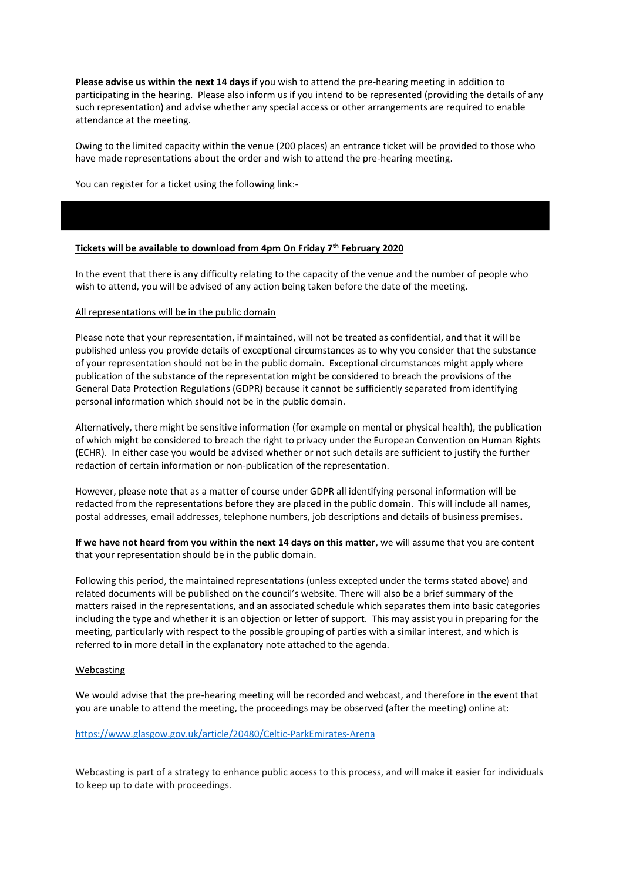**Please advise us within the next 14 days** if you wish to attend the pre-hearing meeting in addition to participating in the hearing. Please also inform us if you intend to be represented (providing the details of any such representation) and advise whether any special access or other arrangements are required to enable attendance at the meeting.

Owing to the limited capacity within the venue (200 places) an entrance ticket will be provided to those who have made representations about the order and wish to attend the pre-hearing meeting.

You can register for a ticket using the following link:-

**Tickets will be available to download from 4pm On Friday 7th February 2020**

In the event that there is any difficulty relating to the capacity of the venue and the number of people who wish to attend, you will be advised of any action being taken before the date of the meeting.

All representations will be in the public domain

Please note that your representation, if maintained, will not be treated as confidential, and that it will be published unless you provide details of exceptional circumstances as to why you consider that the substance of your representation should not be in the public domain. Exceptional circumstances might apply where publication of the substance of the representation might be considered to breach the provisions of the General Data Protection Regulations (GDPR) because it cannot be sufficiently separated from identifying personal information which should not be in the public domain.

Alternatively, there might be sensitive information (for example on mental or physical health), the publication of which might be considered to breach the right to privacy under the European Convention on Human Rights (ECHR). In either case you would be advised whether or not such details are sufficient to justify the further redaction of certain information or non-publication of the representation.

However, please note that as a matter of course under GDPR all identifying personal information will be redacted from the representations before they are placed in the public domain. This will include all names, postal addresses, email addresses, telephone numbers, job descriptions and details of business premises.

**If we have not heard from you within the next 14 days on this matter**, we will assume that you are content that your representation should be in the public domain.

Following this period, the maintained representations (unless excepted under the terms stated above) and related documents will be published on the council's website. There will also be a brief summary of the matters raised in the representations, and an associated schedule which separates them into basic categories including the type and whether it is an objection or letter of support. This may assist you in preparing for the meeting, particularly with respect to the possible grouping of parties with a similar interest, and which is referred to in more detail in the explanatory note attached to the agenda.

Webcasting

We would advise that the pre-hearing meeting will be recorded and webcast, and therefore in the event that you are unable to attend the meeting, the proceedings may be observed (after the meeting) online at:

https://www.glasgow.gov.uk/article/20480/Celtic-ParkEmirates-Arena

Webcasting is part of a strategy to enhance public access to this process, and will make it easier for individuals to keep up to date with proceedings.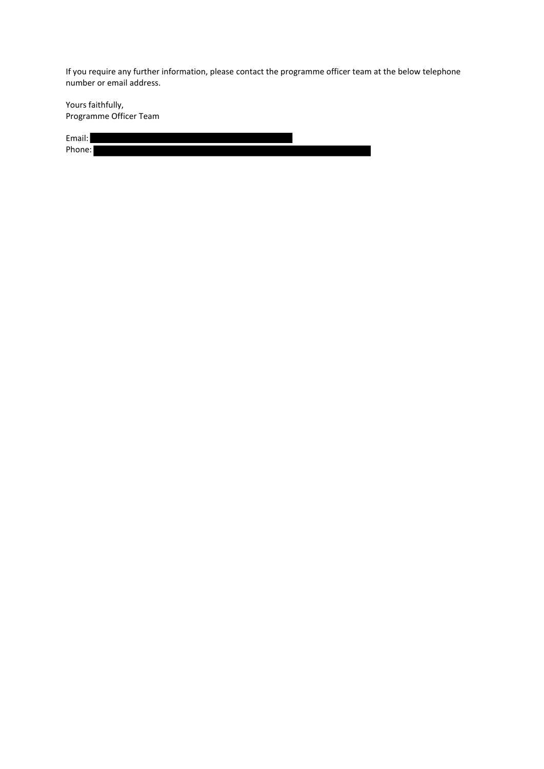If you require any further information, please contact the programme officer team at the below telephone number or email address.

Yours faithfully,
Programme Officer Team

Email:
Phone: